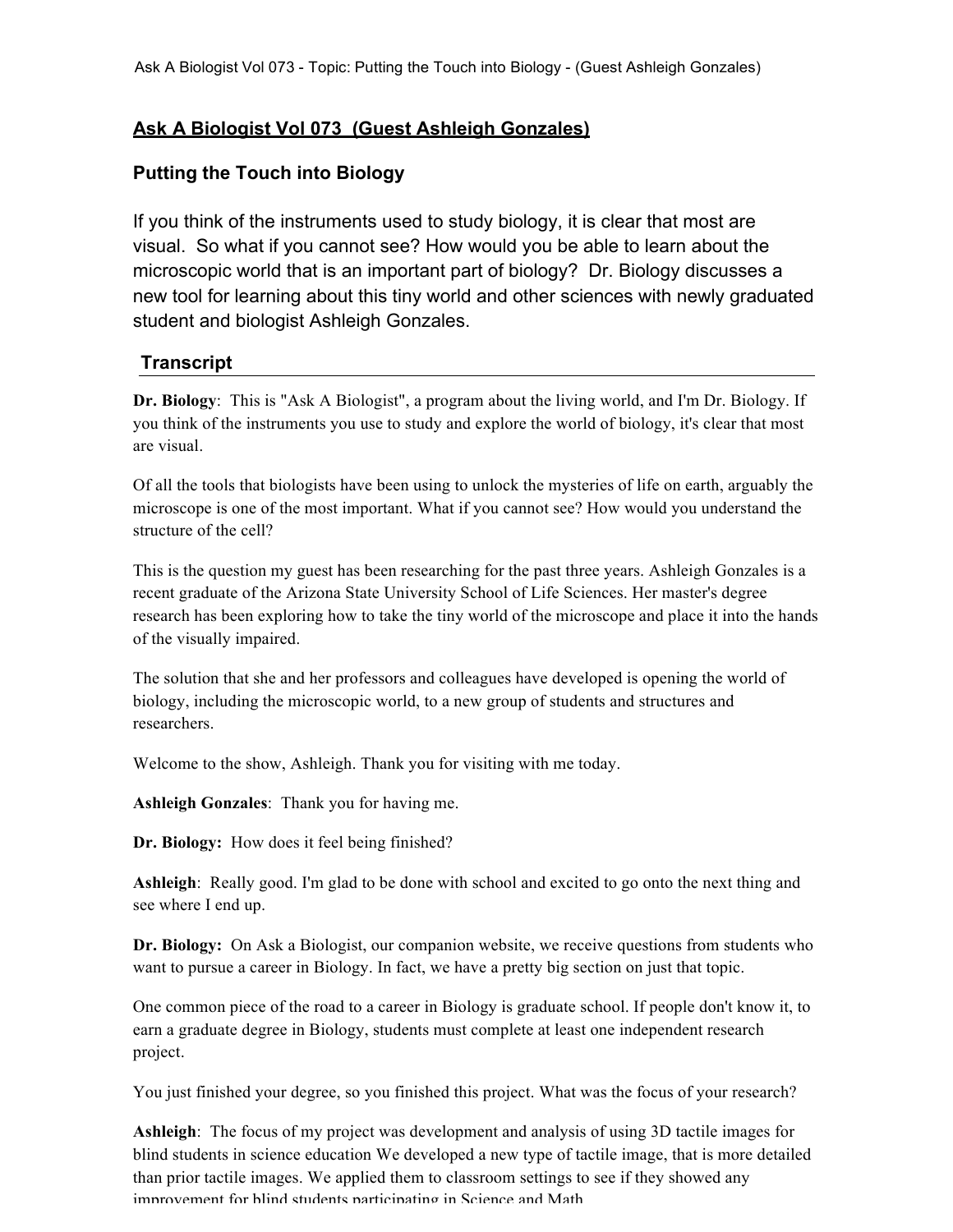## Ask A Biologist Vol 073 (Guest Ashleigh Gonzales)

### Putting the Touch into Biology

If you think of the instruments used to study biology, it is clear that most are visual. So what if you cannot see? How would you be able to learn about the microscopic world that is an important part of biology? Dr. Biology discusses a new tool for learning about this tiny world and other sciences with newly graduated student and biologist Ashleigh Gonzales.

### Transcript

**Dr. Biology**: This is "Ask A Biologist", a program about the living world, and I'm Dr. Biology. If you think of the instruments you use to study and explore the world of biology, it's clear that most are visual.

Of all the tools that biologists have been using to unlock the mysteries of life on earth, arguably the microscope is one of the most important. What if you cannot see? How would you understand the structure of the cell?

This is the question my guest has been researching for the past three years. Ashleigh Gonzales is a recent graduate of the Arizona State University School of Life Sciences. Her master's degree research has been exploring how to take the tiny world of the microscope and place it into the hands of the visually impaired.

The solution that she and her professors and colleagues have developed is opening the world of biology, including the microscopic world, to a new group of students and structures and researchers.

Welcome to the show, Ashleigh. Thank you for visiting with me today.

**Ashleigh Gonzales**: Thank you for having me.

**Dr. Biology:** How does it feel being finished?

**Ashleigh**: Really good. I'm glad to be done with school and excited to go onto the next thing and see where I end up.

**Dr. Biology:** On Ask a Biologist, our companion website, we receive questions from students who want to pursue a career in Biology. In fact, we have a pretty big section on just that topic.

One common piece of the road to a career in Biology is graduate school. If people don't know it, to earn a graduate degree in Biology, students must complete at least one independent research project.

You just finished your degree, so you finished this project. What was the focus of your research?

**Ashleigh**: The focus of my project was development and analysis of using 3D tactile images for blind students in science education We developed a new type of tactile image, that is more detailed than prior tactile images. We applied them to classroom settings to see if they showed any improvement for blind students participating in Science and Math.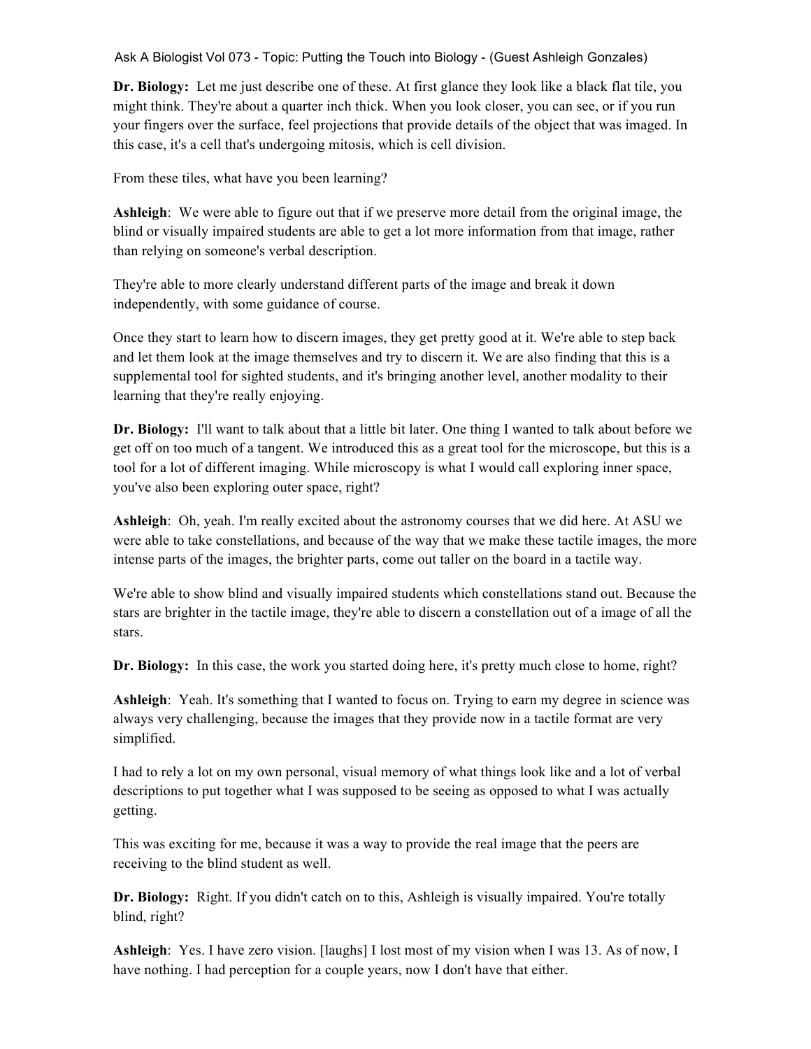**Dr. Biology:** Let me just describe one of these. At first glance they look like a black flat tile, you might think. They're about a quarter inch thick. When you look closer, you can see, or if you run your fingers over the surface, feel projections that provide details of the object that was imaged. In this case, it's a cell that's undergoing mitosis, which is cell division.

From these tiles, what have you been learning?

**Ashleigh**: We were able to figure out that if we preserve more detail from the original image, the blind or visually impaired students are able to get a lot more information from that image, rather than relying on someone's verbal description.

They're able to more clearly understand different parts of the image and break it down independently, with some guidance of course.

Once they start to learn how to discern images, they get pretty good at it. We're able to step back and let them look at the image themselves and try to discern it. We are also finding that this is a supplemental tool for sighted students, and it's bringing another level, another modality to their learning that they're really enjoying.

**Dr. Biology:** I'll want to talk about that a little bit later. One thing I wanted to talk about before we get off on too much of a tangent. We introduced this as a great tool for the microscope, but this is a tool for a lot of different imaging. While microscopy is what I would call exploring inner space, you've also been exploring outer space, right?

**Ashleigh**: Oh, yeah. I'm really excited about the astronomy courses that we did here. At ASU we were able to take constellations, and because of the way that we make these tactile images, the more intense parts of the images, the brighter parts, come out taller on the board in a tactile way.

We're able to show blind and visually impaired students which constellations stand out. Because the stars are brighter in the tactile image, they're able to discern a constellation out of a image of all the stars.

**Dr. Biology:** In this case, the work you started doing here, it's pretty much close to home, right?

**Ashleigh**: Yeah. It's something that I wanted to focus on. Trying to earn my degree in science was always very challenging, because the images that they provide now in a tactile format are very simplified.

I had to rely a lot on my own personal, visual memory of what things look like and a lot of verbal descriptions to put together what I was supposed to be seeing as opposed to what I was actually getting.

This was exciting for me, because it was a way to provide the real image that the peers are receiving to the blind student as well.

**Dr. Biology:** Right. If you didn't catch on to this, Ashleigh is visually impaired. You're totally blind, right?

**Ashleigh**: Yes. I have zero vision. [laughs] I lost most of my vision when I was 13. As of now, I have nothing. I had perception for a couple years, now I don't have that either.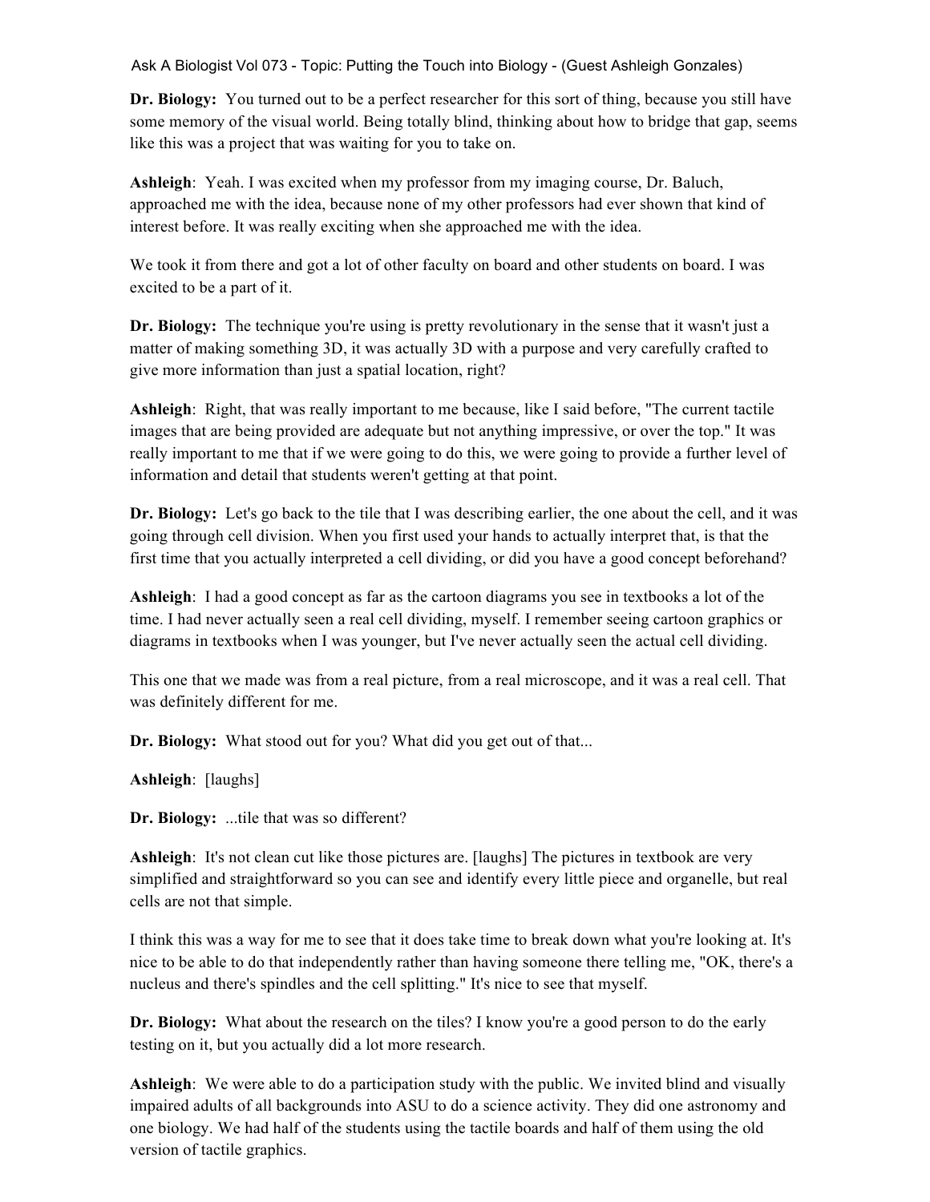**Dr. Biology:** You turned out to be a perfect researcher for this sort of thing, because you still have some memory of the visual world. Being totally blind, thinking about how to bridge that gap, seems like this was a project that was waiting for you to take on.

**Ashleigh**: Yeah. I was excited when my professor from my imaging course, Dr. Baluch, approached me with the idea, because none of my other professors had ever shown that kind of interest before. It was really exciting when she approached me with the idea.

We took it from there and got a lot of other faculty on board and other students on board. I was excited to be a part of it.

**Dr. Biology:** The technique you're using is pretty revolutionary in the sense that it wasn't just a matter of making something 3D, it was actually 3D with a purpose and very carefully crafted to give more information than just a spatial location, right?

**Ashleigh**: Right, that was really important to me because, like I said before, "The current tactile images that are being provided are adequate but not anything impressive, or over the top." It was really important to me that if we were going to do this, we were going to provide a further level of information and detail that students weren't getting at that point.

**Dr. Biology:** Let's go back to the tile that I was describing earlier, the one about the cell, and it was going through cell division. When you first used your hands to actually interpret that, is that the first time that you actually interpreted a cell dividing, or did you have a good concept beforehand?

**Ashleigh**: I had a good concept as far as the cartoon diagrams you see in textbooks a lot of the time. I had never actually seen a real cell dividing, myself. I remember seeing cartoon graphics or diagrams in textbooks when I was younger, but I've never actually seen the actual cell dividing.

This one that we made was from a real picture, from a real microscope, and it was a real cell. That was definitely different for me.

**Dr. Biology:** What stood out for you? What did you get out of that...

**Ashleigh**: [laughs]

**Dr. Biology:** ...tile that was so different?

**Ashleigh**: It's not clean cut like those pictures are. [laughs] The pictures in textbook are very simplified and straightforward so you can see and identify every little piece and organelle, but real cells are not that simple.

I think this was a way for me to see that it does take time to break down what you're looking at. It's nice to be able to do that independently rather than having someone there telling me, "OK, there's a nucleus and there's spindles and the cell splitting." It's nice to see that myself.

**Dr. Biology:** What about the research on the tiles? I know you're a good person to do the early testing on it, but you actually did a lot more research.

**Ashleigh**: We were able to do a participation study with the public. We invited blind and visually impaired adults of all backgrounds into ASU to do a science activity. They did one astronomy and one biology. We had half of the students using the tactile boards and half of them using the old version of tactile graphics.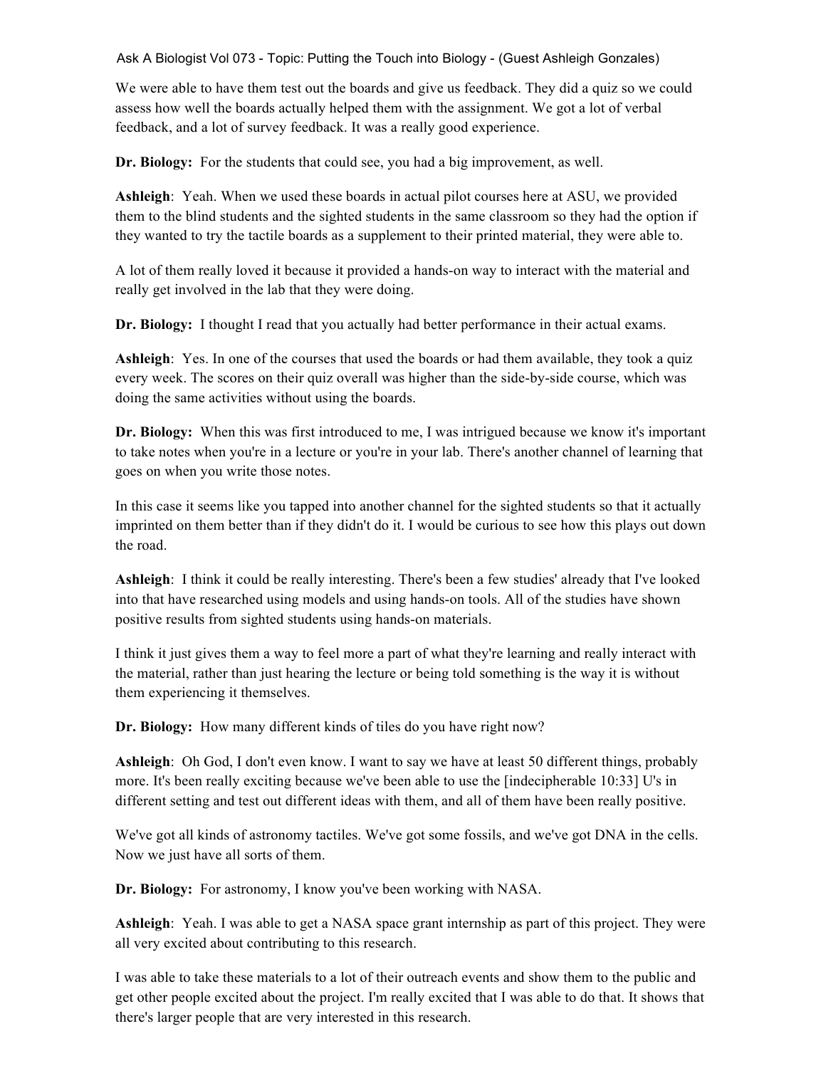We were able to have them test out the boards and give us feedback. They did a quiz so we could assess how well the boards actually helped them with the assignment. We got a lot of verbal feedback, and a lot of survey feedback. It was a really good experience.

**Dr. Biology:** For the students that could see, you had a big improvement, as well.

**Ashleigh**: Yeah. When we used these boards in actual pilot courses here at ASU, we provided them to the blind students and the sighted students in the same classroom so they had the option if they wanted to try the tactile boards as a supplement to their printed material, they were able to.

A lot of them really loved it because it provided a hands-on way to interact with the material and really get involved in the lab that they were doing.

**Dr. Biology:** I thought I read that you actually had better performance in their actual exams.

**Ashleigh**: Yes. In one of the courses that used the boards or had them available, they took a quiz every week. The scores on their quiz overall was higher than the side-by-side course, which was doing the same activities without using the boards.

**Dr. Biology:** When this was first introduced to me, I was intrigued because we know it's important to take notes when you're in a lecture or you're in your lab. There's another channel of learning that goes on when you write those notes.

In this case it seems like you tapped into another channel for the sighted students so that it actually imprinted on them better than if they didn't do it. I would be curious to see how this plays out down the road.

**Ashleigh**: I think it could be really interesting. There's been a few studies' already that I've looked into that have researched using models and using hands-on tools. All of the studies have shown positive results from sighted students using hands-on materials.

I think it just gives them a way to feel more a part of what they're learning and really interact with the material, rather than just hearing the lecture or being told something is the way it is without them experiencing it themselves.

**Dr. Biology:** How many different kinds of tiles do you have right now?

**Ashleigh**: Oh God, I don't even know. I want to say we have at least 50 different things, probably more. It's been really exciting because we've been able to use the [indecipherable 10:33] U's in different setting and test out different ideas with them, and all of them have been really positive.

We've got all kinds of astronomy tactiles. We've got some fossils, and we've got DNA in the cells. Now we just have all sorts of them.

**Dr. Biology:** For astronomy, I know you've been working with NASA.

**Ashleigh**: Yeah. I was able to get a NASA space grant internship as part of this project. They were all very excited about contributing to this research.

I was able to take these materials to a lot of their outreach events and show them to the public and get other people excited about the project. I'm really excited that I was able to do that. It shows that there's larger people that are very interested in this research.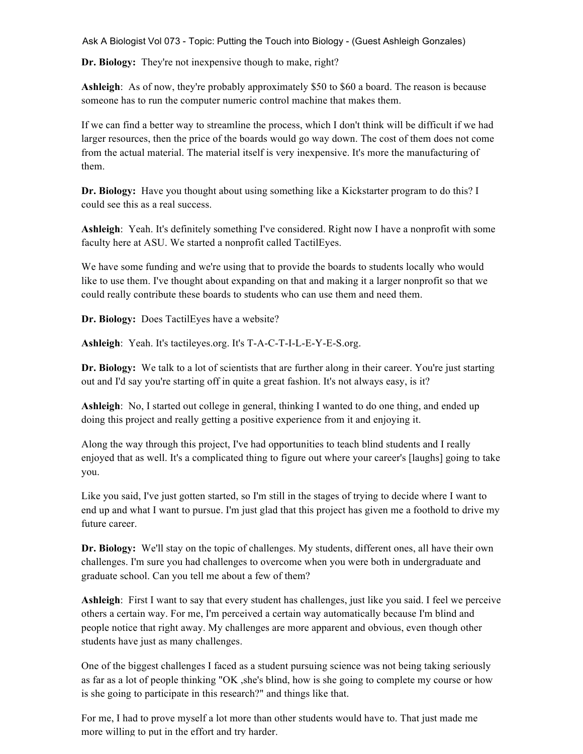**Dr. Biology:** They're not inexpensive though to make, right?

**Ashleigh**: As of now, they're probably approximately $50 to $60 a board. The reason is because someone has to run the computer numeric control machine that makes them.

If we can find a better way to streamline the process, which I don't think will be difficult if we had larger resources, then the price of the boards would go way down. The cost of them does not come from the actual material. The material itself is very inexpensive. It's more the manufacturing of them.

**Dr. Biology:** Have you thought about using something like a Kickstarter program to do this? I could see this as a real success.

**Ashleigh**: Yeah. It's definitely something I've considered. Right now I have a nonprofit with some faculty here at ASU. We started a nonprofit called TactilEyes.

We have some funding and we're using that to provide the boards to students locally who would like to use them. I've thought about expanding on that and making it a larger nonprofit so that we could really contribute these boards to students who can use them and need them.

**Dr. Biology:** Does TactilEyes have a website?

**Ashleigh**: Yeah. It's tactileyes.org. It's T-A-C-T-I-L-E-Y-E-S.org.

**Dr. Biology:** We talk to a lot of scientists that are further along in their career. You're just starting out and I'd say you're starting off in quite a great fashion. It's not always easy, is it?

**Ashleigh**: No, I started out college in general, thinking I wanted to do one thing, and ended up doing this project and really getting a positive experience from it and enjoying it.

Along the way through this project, I've had opportunities to teach blind students and I really enjoyed that as well. It's a complicated thing to figure out where your career's [laughs] going to take you.

Like you said, I've just gotten started, so I'm still in the stages of trying to decide where I want to end up and what I want to pursue. I'm just glad that this project has given me a foothold to drive my future career.

**Dr. Biology:** We'll stay on the topic of challenges. My students, different ones, all have their own challenges. I'm sure you had challenges to overcome when you were both in undergraduate and graduate school. Can you tell me about a few of them?

**Ashleigh**: First I want to say that every student has challenges, just like you said. I feel we perceive others a certain way. For me, I'm perceived a certain way automatically because I'm blind and people notice that right away. My challenges are more apparent and obvious, even though other students have just as many challenges.

One of the biggest challenges I faced as a student pursuing science was not being taking seriously as far as a lot of people thinking "OK ,she's blind, how is she going to complete my course or how is she going to participate in this research?" and things like that.

For me, I had to prove myself a lot more than other students would have to. That just made me more willing to put in the effort and try harder.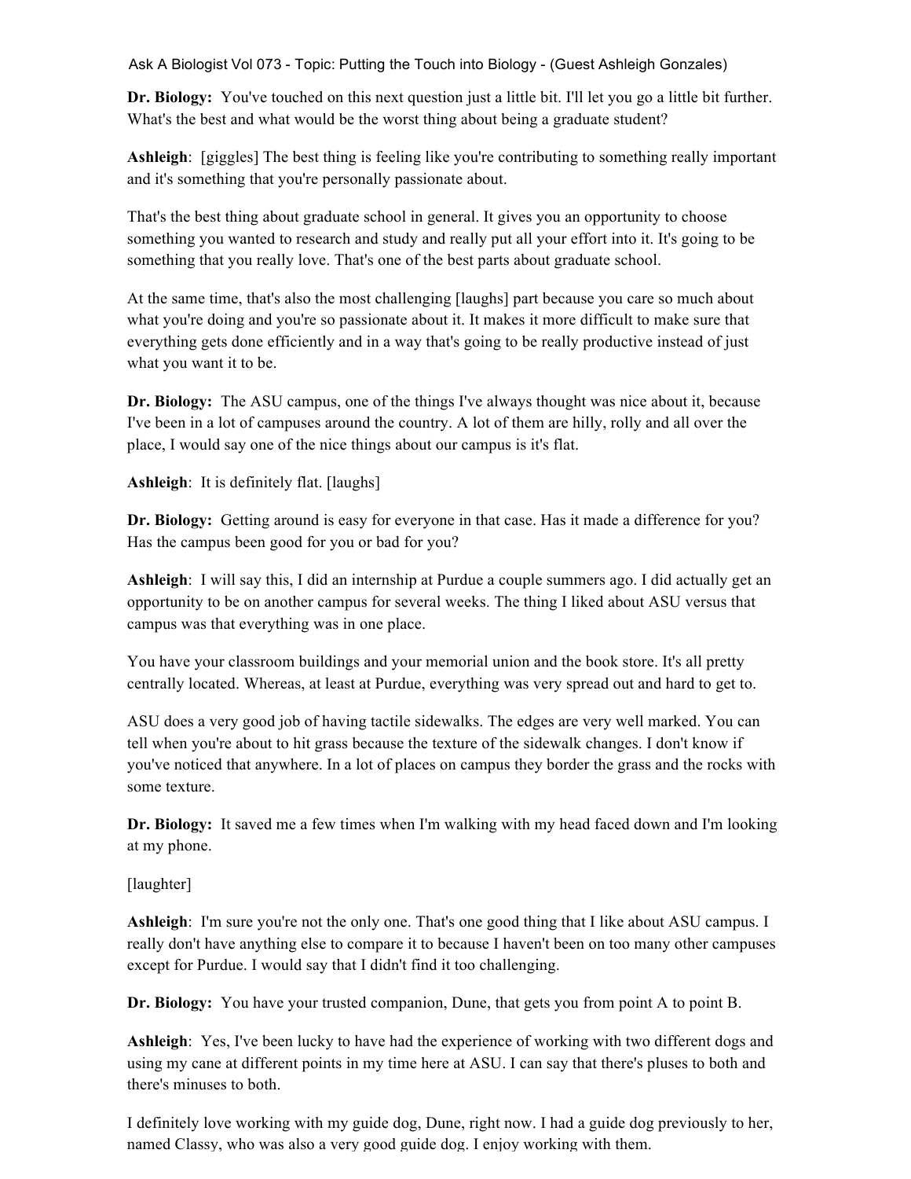**Dr. Biology:** You've touched on this next question just a little bit. I'll let you go a little bit further. What's the best and what would be the worst thing about being a graduate student?

**Ashleigh**: [giggles] The best thing is feeling like you're contributing to something really important and it's something that you're personally passionate about.

That's the best thing about graduate school in general. It gives you an opportunity to choose something you wanted to research and study and really put all your effort into it. It's going to be something that you really love. That's one of the best parts about graduate school.

At the same time, that's also the most challenging [laughs] part because you care so much about what you're doing and you're so passionate about it. It makes it more difficult to make sure that everything gets done efficiently and in a way that's going to be really productive instead of just what you want it to be.

**Dr. Biology:** The ASU campus, one of the things I've always thought was nice about it, because I've been in a lot of campuses around the country. A lot of them are hilly, rolly and all over the place, I would say one of the nice things about our campus is it's flat.

**Ashleigh**: It is definitely flat. [laughs]

**Dr. Biology:** Getting around is easy for everyone in that case. Has it made a difference for you? Has the campus been good for you or bad for you?

**Ashleigh**: I will say this, I did an internship at Purdue a couple summers ago. I did actually get an opportunity to be on another campus for several weeks. The thing I liked about ASU versus that campus was that everything was in one place.

You have your classroom buildings and your memorial union and the book store. It's all pretty centrally located. Whereas, at least at Purdue, everything was very spread out and hard to get to.

ASU does a very good job of having tactile sidewalks. The edges are very well marked. You can tell when you're about to hit grass because the texture of the sidewalk changes. I don't know if you've noticed that anywhere. In a lot of places on campus they border the grass and the rocks with some texture.

**Dr. Biology:** It saved me a few times when I'm walking with my head faced down and I'm looking at my phone.

[laughter]

**Ashleigh**: I'm sure you're not the only one. That's one good thing that I like about ASU campus. I really don't have anything else to compare it to because I haven't been on too many other campuses except for Purdue. I would say that I didn't find it too challenging.

**Dr. Biology:** You have your trusted companion, Dune, that gets you from point A to point B.

**Ashleigh**: Yes, I've been lucky to have had the experience of working with two different dogs and using my cane at different points in my time here at ASU. I can say that there's pluses to both and there's minuses to both.

I definitely love working with my guide dog, Dune, right now. I had a guide dog previously to her, named Classy, who was also a very good guide dog. I enjoy working with them.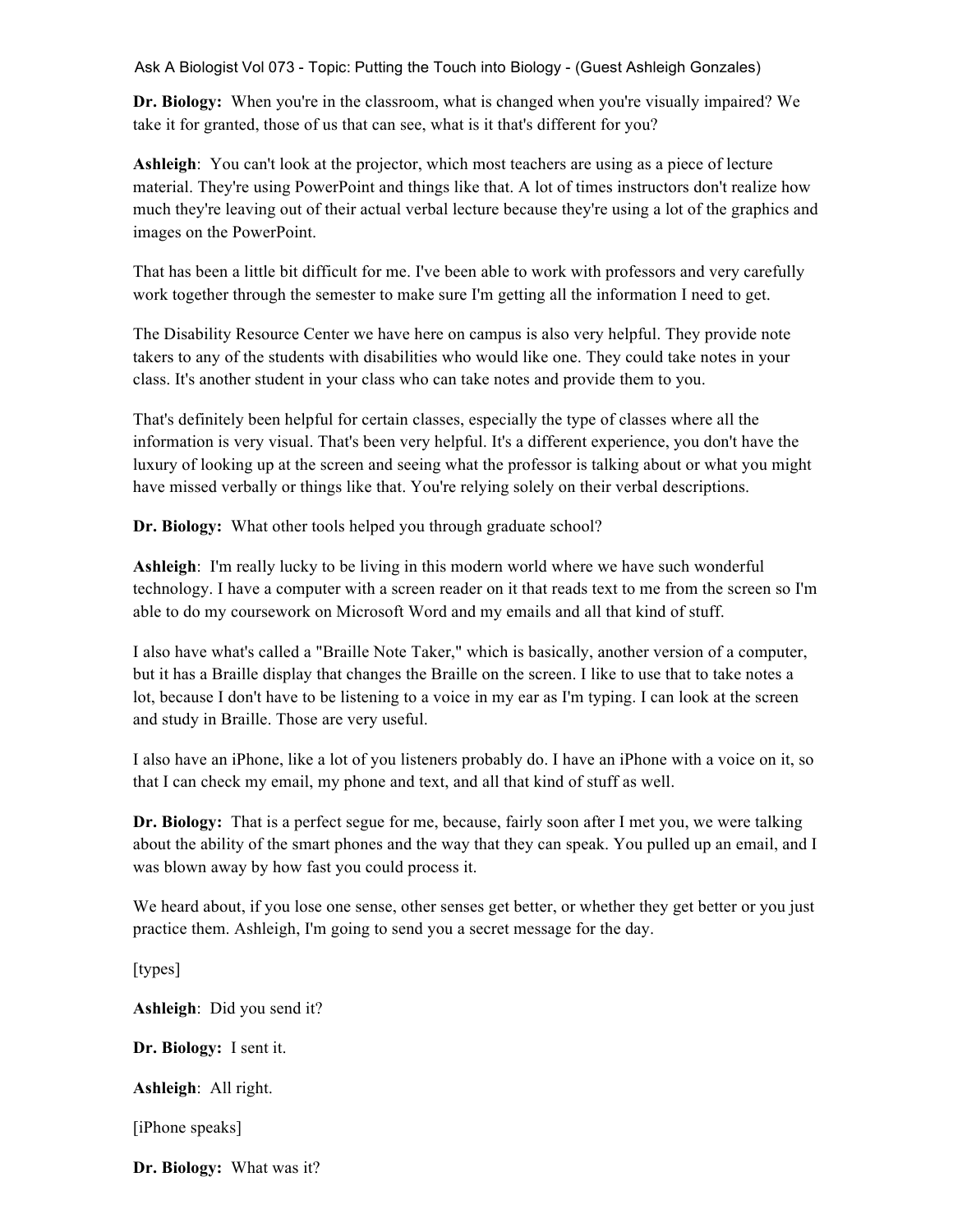**Dr. Biology:** When you're in the classroom, what is changed when you're visually impaired? We take it for granted, those of us that can see, what is it that's different for you?

**Ashleigh**: You can't look at the projector, which most teachers are using as a piece of lecture material. They're using PowerPoint and things like that. A lot of times instructors don't realize how much they're leaving out of their actual verbal lecture because they're using a lot of the graphics and images on the PowerPoint.

That has been a little bit difficult for me. I've been able to work with professors and very carefully work together through the semester to make sure I'm getting all the information I need to get.

The Disability Resource Center we have here on campus is also very helpful. They provide note takers to any of the students with disabilities who would like one. They could take notes in your class. It's another student in your class who can take notes and provide them to you.

That's definitely been helpful for certain classes, especially the type of classes where all the information is very visual. That's been very helpful. It's a different experience, you don't have the luxury of looking up at the screen and seeing what the professor is talking about or what you might have missed verbally or things like that. You're relying solely on their verbal descriptions.

**Dr. Biology:** What other tools helped you through graduate school?

**Ashleigh**: I'm really lucky to be living in this modern world where we have such wonderful technology. I have a computer with a screen reader on it that reads text to me from the screen so I'm able to do my coursework on Microsoft Word and my emails and all that kind of stuff.

I also have what's called a "Braille Note Taker," which is basically, another version of a computer, but it has a Braille display that changes the Braille on the screen. I like to use that to take notes a lot, because I don't have to be listening to a voice in my ear as I'm typing. I can look at the screen and study in Braille. Those are very useful.

I also have an iPhone, like a lot of you listeners probably do. I have an iPhone with a voice on it, so that I can check my email, my phone and text, and all that kind of stuff as well.

**Dr. Biology:** That is a perfect segue for me, because, fairly soon after I met you, we were talking about the ability of the smart phones and the way that they can speak. You pulled up an email, and I was blown away by how fast you could process it.

We heard about, if you lose one sense, other senses get better, or whether they get better or you just practice them. Ashleigh, I'm going to send you a secret message for the day.

[types]

**Ashleigh**: Did you send it?

**Dr. Biology:** I sent it.

**Ashleigh**: All right.

[iPhone speaks]

**Dr. Biology:** What was it?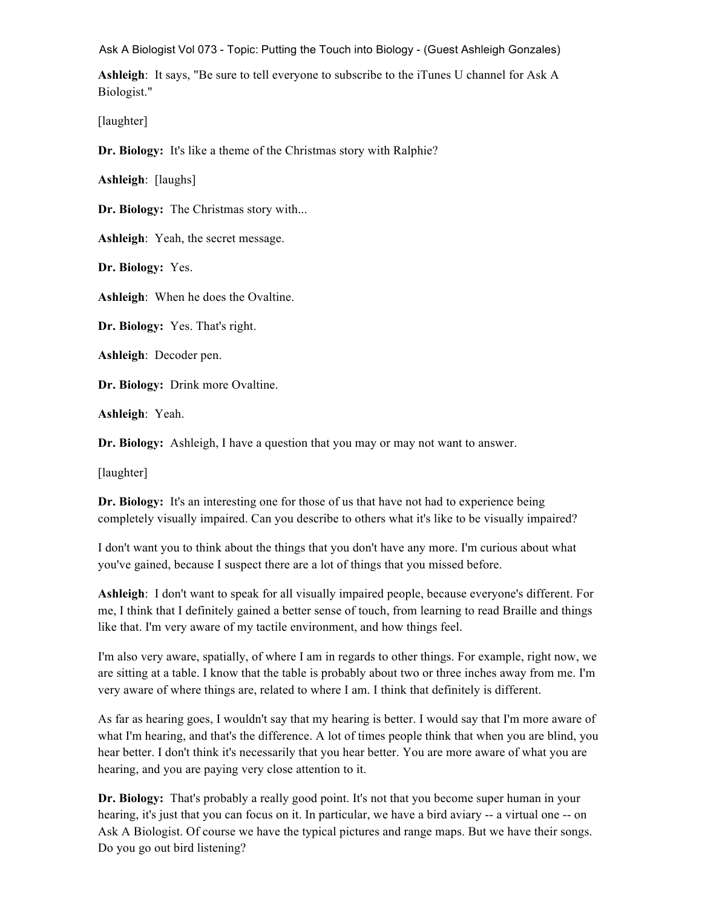**Ashleigh**: It says, "Be sure to tell everyone to subscribe to the iTunes U channel for Ask A Biologist."

[laughter]

**Dr. Biology:** It's like a theme of the Christmas story with Ralphie?

**Ashleigh**: [laughs]

**Dr. Biology:** The Christmas story with...

**Ashleigh**: Yeah, the secret message.

**Dr. Biology:** Yes.

**Ashleigh**: When he does the Ovaltine.

**Dr. Biology:** Yes. That's right.

**Ashleigh**: Decoder pen.

**Dr. Biology:** Drink more Ovaltine.

**Ashleigh**: Yeah.

**Dr. Biology:** Ashleigh, I have a question that you may or may not want to answer.

[laughter]

**Dr. Biology:** It's an interesting one for those of us that have not had to experience being completely visually impaired. Can you describe to others what it's like to be visually impaired?

I don't want you to think about the things that you don't have any more. I'm curious about what you've gained, because I suspect there are a lot of things that you missed before.

**Ashleigh**: I don't want to speak for all visually impaired people, because everyone's different. For me, I think that I definitely gained a better sense of touch, from learning to read Braille and things like that. I'm very aware of my tactile environment, and how things feel.

I'm also very aware, spatially, of where I am in regards to other things. For example, right now, we are sitting at a table. I know that the table is probably about two or three inches away from me. I'm very aware of where things are, related to where I am. I think that definitely is different.

As far as hearing goes, I wouldn't say that my hearing is better. I would say that I'm more aware of what I'm hearing, and that's the difference. A lot of times people think that when you are blind, you hear better. I don't think it's necessarily that you hear better. You are more aware of what you are hearing, and you are paying very close attention to it.

**Dr. Biology:** That's probably a really good point. It's not that you become super human in your hearing, it's just that you can focus on it. In particular, we have a bird aviary -- a virtual one -- on Ask A Biologist. Of course we have the typical pictures and range maps. But we have their songs. Do you go out bird listening?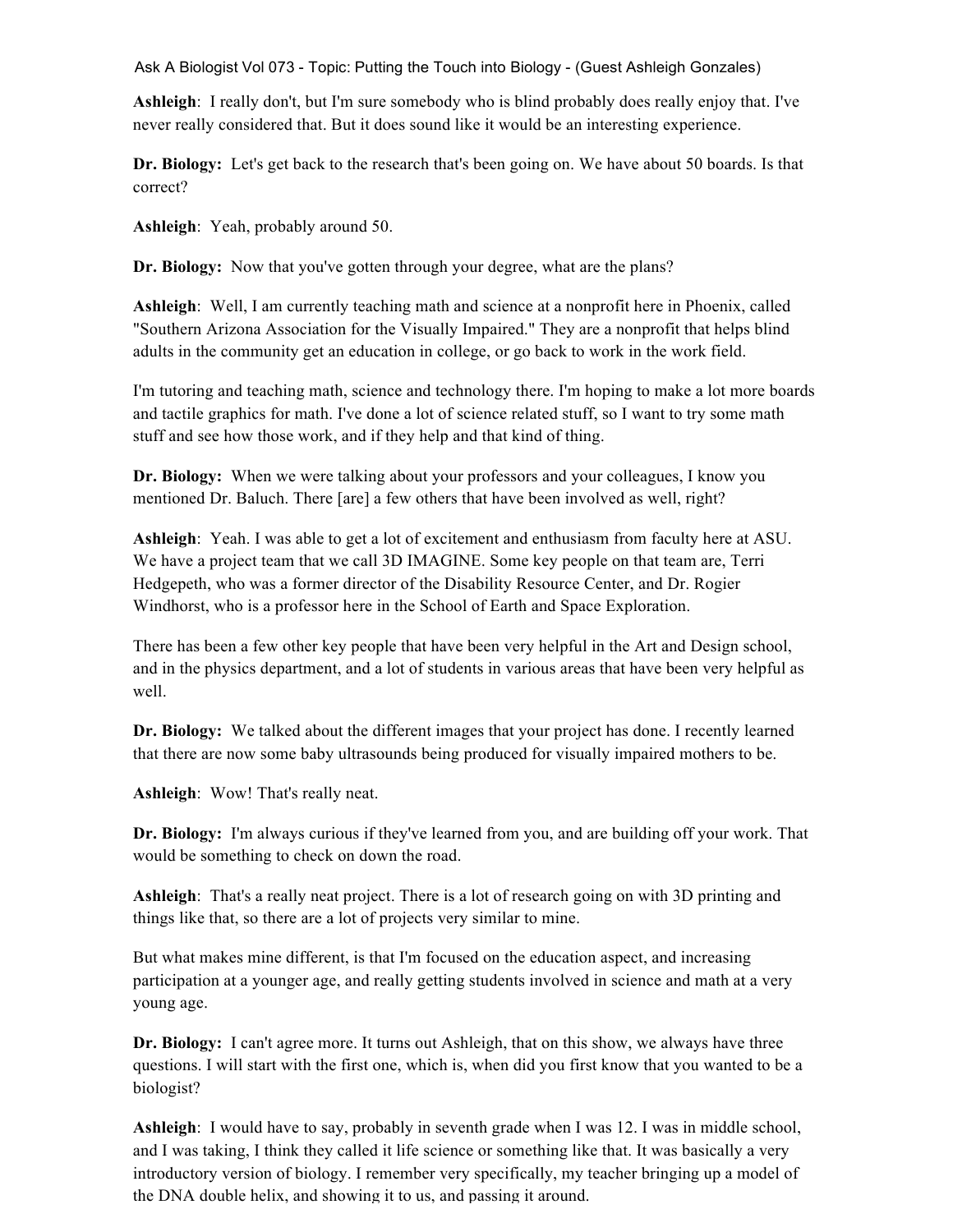**Ashleigh**: I really don't, but I'm sure somebody who is blind probably does really enjoy that. I've never really considered that. But it does sound like it would be an interesting experience.

**Dr. Biology:** Let's get back to the research that's been going on. We have about 50 boards. Is that correct?

**Ashleigh**: Yeah, probably around 50.

**Dr. Biology:** Now that you've gotten through your degree, what are the plans?

**Ashleigh**: Well, I am currently teaching math and science at a nonprofit here in Phoenix, called "Southern Arizona Association for the Visually Impaired." They are a nonprofit that helps blind adults in the community get an education in college, or go back to work in the work field.

I'm tutoring and teaching math, science and technology there. I'm hoping to make a lot more boards and tactile graphics for math. I've done a lot of science related stuff, so I want to try some math stuff and see how those work, and if they help and that kind of thing.

**Dr. Biology:** When we were talking about your professors and your colleagues, I know you mentioned Dr. Baluch. There [are] a few others that have been involved as well, right?

**Ashleigh**: Yeah. I was able to get a lot of excitement and enthusiasm from faculty here at ASU. We have a project team that we call 3D IMAGINE. Some key people on that team are, Terri Hedgepeth, who was a former director of the Disability Resource Center, and Dr. Rogier Windhorst, who is a professor here in the School of Earth and Space Exploration.

There has been a few other key people that have been very helpful in the Art and Design school, and in the physics department, and a lot of students in various areas that have been very helpful as well.

**Dr. Biology:** We talked about the different images that your project has done. I recently learned that there are now some baby ultrasounds being produced for visually impaired mothers to be.

**Ashleigh**: Wow! That's really neat.

**Dr. Biology:** I'm always curious if they've learned from you, and are building off your work. That would be something to check on down the road.

**Ashleigh**: That's a really neat project. There is a lot of research going on with 3D printing and things like that, so there are a lot of projects very similar to mine.

But what makes mine different, is that I'm focused on the education aspect, and increasing participation at a younger age, and really getting students involved in science and math at a very young age.

**Dr. Biology:** I can't agree more. It turns out Ashleigh, that on this show, we always have three questions. I will start with the first one, which is, when did you first know that you wanted to be a biologist?

**Ashleigh**: I would have to say, probably in seventh grade when I was 12. I was in middle school, and I was taking, I think they called it life science or something like that. It was basically a very introductory version of biology. I remember very specifically, my teacher bringing up a model of the DNA double helix, and showing it to us, and passing it around.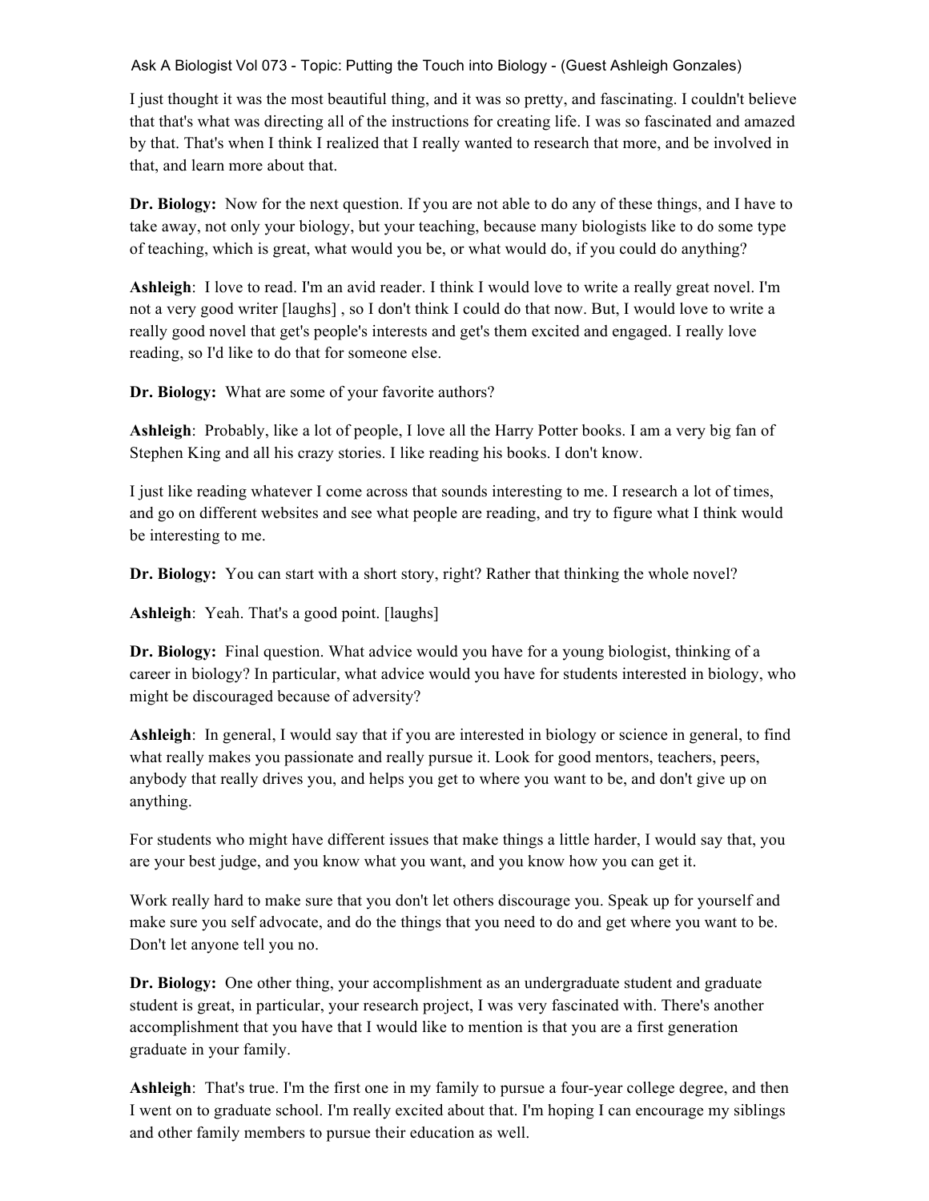I just thought it was the most beautiful thing, and it was so pretty, and fascinating. I couldn't believe that that's what was directing all of the instructions for creating life. I was so fascinated and amazed by that. That's when I think I realized that I really wanted to research that more, and be involved in that, and learn more about that.

**Dr. Biology:** Now for the next question. If you are not able to do any of these things, and I have to take away, not only your biology, but your teaching, because many biologists like to do some type of teaching, which is great, what would you be, or what would do, if you could do anything?

**Ashleigh**: I love to read. I'm an avid reader. I think I would love to write a really great novel. I'm not a very good writer [laughs] , so I don't think I could do that now. But, I would love to write a really good novel that get's people's interests and get's them excited and engaged. I really love reading, so I'd like to do that for someone else.

**Dr. Biology:** What are some of your favorite authors?

**Ashleigh**: Probably, like a lot of people, I love all the Harry Potter books. I am a very big fan of Stephen King and all his crazy stories. I like reading his books. I don't know.

I just like reading whatever I come across that sounds interesting to me. I research a lot of times, and go on different websites and see what people are reading, and try to figure what I think would be interesting to me.

**Dr. Biology:** You can start with a short story, right? Rather that thinking the whole novel?

**Ashleigh**: Yeah. That's a good point. [laughs]

**Dr. Biology:** Final question. What advice would you have for a young biologist, thinking of a career in biology? In particular, what advice would you have for students interested in biology, who might be discouraged because of adversity?

**Ashleigh**: In general, I would say that if you are interested in biology or science in general, to find what really makes you passionate and really pursue it. Look for good mentors, teachers, peers, anybody that really drives you, and helps you get to where you want to be, and don't give up on anything.

For students who might have different issues that make things a little harder, I would say that, you are your best judge, and you know what you want, and you know how you can get it.

Work really hard to make sure that you don't let others discourage you. Speak up for yourself and make sure you self advocate, and do the things that you need to do and get where you want to be. Don't let anyone tell you no.

**Dr. Biology:** One other thing, your accomplishment as an undergraduate student and graduate student is great, in particular, your research project, I was very fascinated with. There's another accomplishment that you have that I would like to mention is that you are a first generation graduate in your family.

**Ashleigh**: That's true. I'm the first one in my family to pursue a four-year college degree, and then I went on to graduate school. I'm really excited about that. I'm hoping I can encourage my siblings and other family members to pursue their education as well.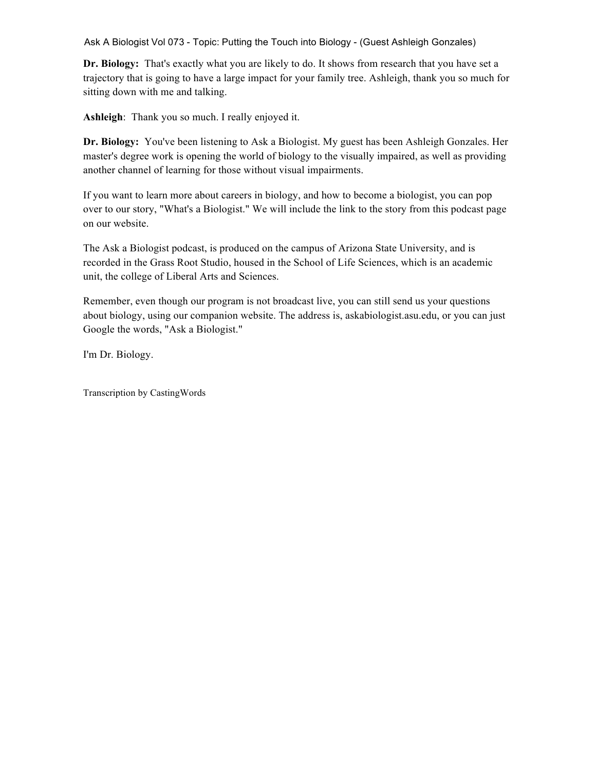**Dr. Biology:** That's exactly what you are likely to do. It shows from research that you have set a trajectory that is going to have a large impact for your family tree. Ashleigh, thank you so much for sitting down with me and talking.

**Ashleigh**: Thank you so much. I really enjoyed it.

**Dr. Biology:** You've been listening to Ask a Biologist. My guest has been Ashleigh Gonzales. Her master's degree work is opening the world of biology to the visually impaired, as well as providing another channel of learning for those without visual impairments.

If you want to learn more about careers in biology, and how to become a biologist, you can pop over to our story, "What's a Biologist." We will include the link to the story from this podcast page on our website.

The Ask a Biologist podcast, is produced on the campus of Arizona State University, and is recorded in the Grass Root Studio, housed in the School of Life Sciences, which is an academic unit, the college of Liberal Arts and Sciences.

Remember, even though our program is not broadcast live, you can still send us your questions about biology, using our companion website. The address is, askabiologist.asu.edu, or you can just Google the words, "Ask a Biologist."

I'm Dr. Biology.

Transcription by CastingWords